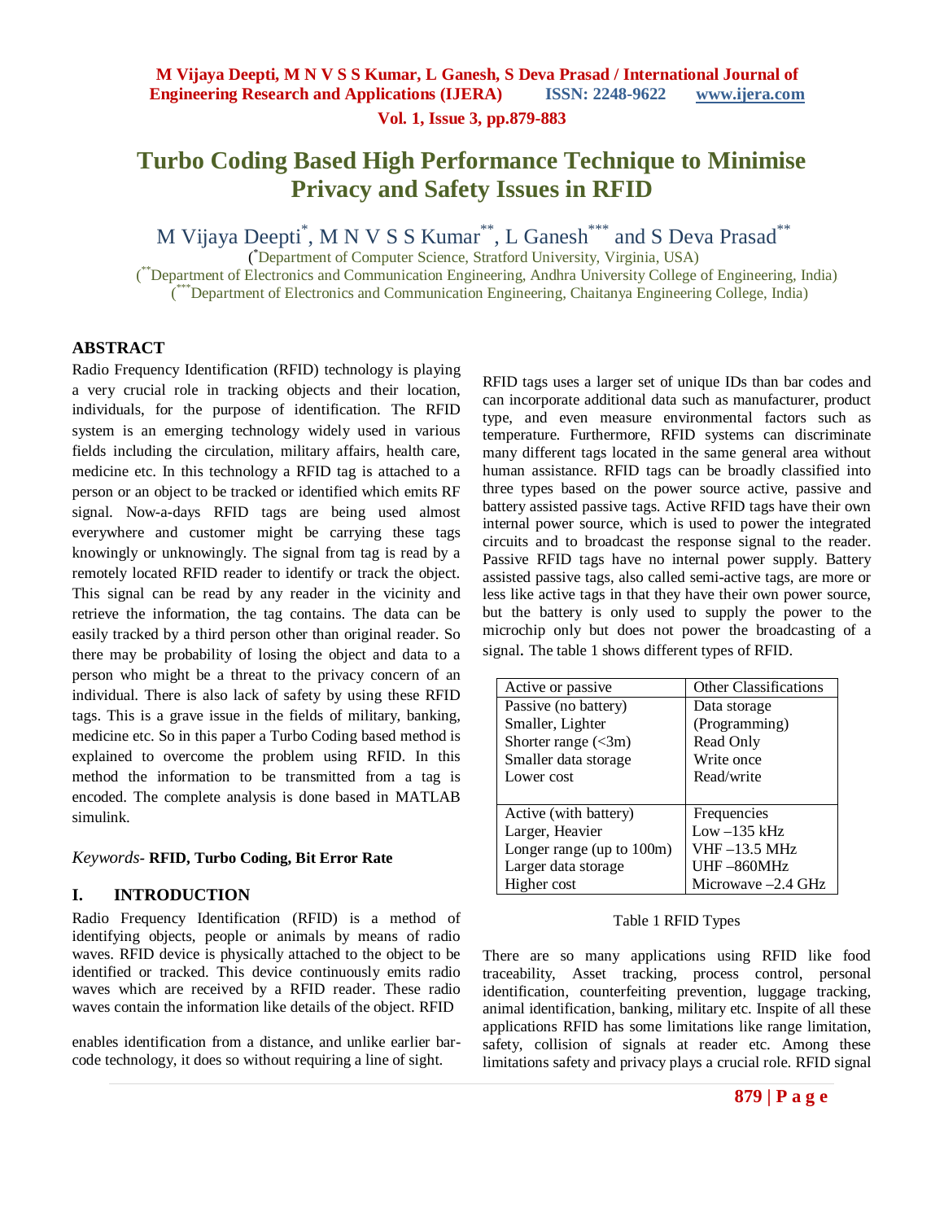# Turbo Coding Based High Performance Technique to Minimise Privacy and Safety Issues in RFID

M Vijaya Deepti[*], M N V S S Kumar[**], L Ganesh[***] and S Deva Prasad[**]

([*]Department of Computer Science, Stratford University, Virginia, USA)
([**]Department of Electronics and Communication Engineering, Andhra University College of Engineering, India)
([***]Department of Electronics and Communication Engineering, Chaitanya Engineering College, India)

## ABSTRACT

Radio Frequency Identification (RFID) technology is playing a very crucial role in tracking objects and their location, individuals, for the purpose of identification. The RFID system is an emerging technology widely used in various fields including the circulation, military affairs, health care, medicine etc. In this technology a RFID tag is attached to a person or an object to be tracked or identified which emits RF signal. Now-a-days RFID tags are being used almost everywhere and customer might be carrying these tags knowingly or unknowingly. The signal from tag is read by a remotely located RFID reader to identify or track the object. This signal can be read by any reader in the vicinity and retrieve the information, the tag contains. The data can be easily tracked by a third person other than original reader. So there may be probability of losing the object and data to a person who might be a threat to the privacy concern of an individual. There is also lack of safety by using these RFID tags. This is a grave issue in the fields of military, banking, medicine etc. So in this paper a Turbo Coding based method is explained to overcome the problem using RFID. In this method the information to be transmitted from a tag is encoded. The complete analysis is done based in MATLAB simulink.

*Keywords-* **RFID, Turbo Coding, Bit Error Rate**

## I. INTRODUCTION

Radio Frequency Identification (RFID) is a method of identifying objects, people or animals by means of radio waves. RFID device is physically attached to the object to be identified or tracked. This device continuously emits radio waves which are received by a RFID reader. These radio waves contain the information like details of the object. RFID enables identification from a distance, and unlike earlier bar-code technology, it does so without requiring a line of sight. RFID tags uses a larger set of unique IDs than bar codes and can incorporate additional data such as manufacturer, product type, and even measure environmental factors such as temperature. Furthermore, RFID systems can discriminate many different tags located in the same general area without human assistance. RFID tags can be broadly classified into three types based on the power source active, passive and battery assisted passive tags. Active RFID tags have their own internal power source, which is used to power the integrated circuits and to broadcast the response signal to the reader. Passive RFID tags have no internal power supply. Battery assisted passive tags, also called semi-active tags, are more or less like active tags in that they have their own power source, but the battery is only used to supply the power to the microchip only but does not power the broadcasting of a signal. The table 1 shows different types of RFID.

| Active or passive | Other Classifications |
| --- | --- |
| Passive (no battery)<br>Smaller, Lighter<br>Shorter range (<3m)<br>Smaller data storage<br>Lower cost | Data storage<br>(Programming)<br>Read Only<br>Write once<br>Read/write |
| Active (with battery)<br>Larger, Heavier<br>Longer range (up to 100m)<br>Larger data storage<br>Higher cost | Frequencies<br>Low –135 kHz<br>VHF –13.5 MHz<br>UHF –860MHz<br>Microwave –2.4 GHz |

Table 1 RFID Types

There are so many applications using RFID like food traceability, Asset tracking, process control, personal identification, counterfeiting prevention, luggage tracking, animal identification, banking, military etc. Inspite of all these applications RFID has some limitations like range limitation, safety, collision of signals at reader etc. Among these limitations safety and privacy plays a crucial role. RFID signal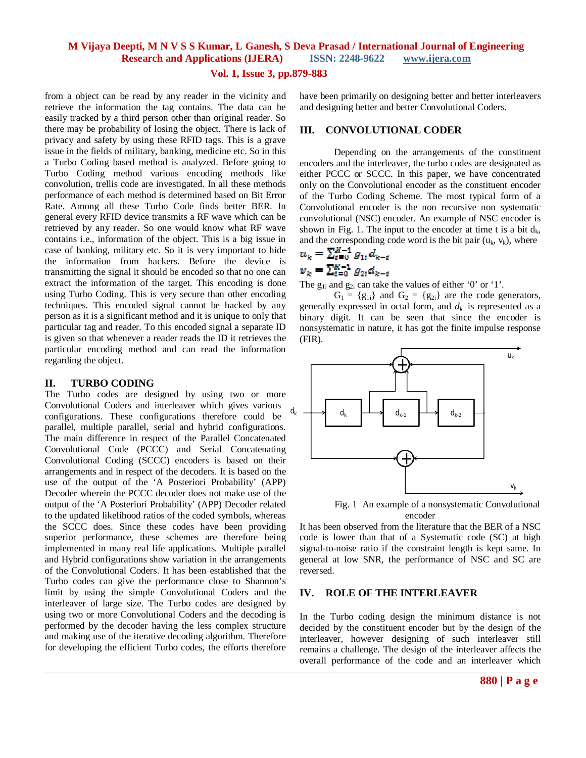from a object can be read by any reader in the vicinity and retrieve the information the tag contains. The data can be easily tracked by a third person other than original reader. So there may be probability of losing the object. There is lack of privacy and safety by using these RFID tags. This is a grave issue in the fields of military, banking, medicine etc. So in this a Turbo Coding based method is analyzed. Before going to Turbo Coding method various encoding methods like convolution, trellis code are investigated. In all these methods performance of each method is determined based on Bit Error Rate. Among all these Turbo Code finds better BER. In general every RFID device transmits a RF wave which can be retrieved by any reader. So one would know what RF wave contains i.e., information of the object. This is a big issue in case of banking, military etc. So it is very important to hide the information from hackers. Before the device is transmitting the signal it should be encoded so that no one can extract the information of the target. This encoding is done using Turbo Coding. This is very secure than other encoding techniques. This encoded signal cannot be hacked by any person as it is a significant method and it is unique to only that particular tag and reader. To this encoded signal a separate ID is given so that whenever a reader reads the ID it retrieves the particular encoding method and can read the information regarding the object.

## II. TURBO CODING

The Turbo codes are designed by using two or more Convolutional Coders and interleaver which gives various configurations. These configurations therefore could be parallel, multiple parallel, serial and hybrid configurations. The main difference in respect of the Parallel Concatenated Convolutional Code (PCCC) and Serial Concatenating Convolutional Coding (SCCC) encoders is based on their arrangements and in respect of the decoders. It is based on the use of the output of the 'A Posteriori Probability' (APP) Decoder wherein the PCCC decoder does not make use of the output of the 'A Posteriori Probability' (APP) Decoder related to the updated likelihood ratios of the coded symbols, whereas the SCCC does. Since these codes have been providing superior performance, these schemes are therefore being implemented in many real life applications. Multiple parallel and Hybrid configurations show variation in the arrangements of the Convolutional Coders. It has been established that the Turbo codes can give the performance close to Shannon's limit by using the simple Convolutional Coders and the interleaver of large size. The Turbo codes are designed by using two or more Convolutional Coders and the decoding is performed by the decoder having the less complex structure and making use of the iterative decoding algorithm. Therefore for developing the efficient Turbo codes, the efforts therefore have been primarily on designing better and better interleavers and designing better and better Convolutional Coders.

## III. CONVOLUTIONAL CODER

Depending on the arrangements of the constituent encoders and the interleaver, the turbo codes are designated as either PCCC or SCCC. In this paper, we have concentrated only on the Convolutional encoder as the constituent encoder of the Turbo Coding Scheme. The most typical form of a Convolutional encoder is the non recursive non systematic convolutional (NSC) encoder. An example of NSC encoder is shown in Fig. 1. The input to the encoder at time t is a bit $d_k$, and the corresponding code word is the bit pair ($u_k$, $v_k$), where

$$u_k = \sum_{i=0}^{K-1} g_{1i} d_{k-i}$$

$$v_k = \sum_{i=0}^{K-1} g_{2i} d_{k-i}$$

The $g_{1i}$ and $g_{2i}$ can take the values of either '0' or '1'.

$G_1 = \{g_{1i}\}$ and $G_2 = \{g_{2i}\}$ are the code generators, generally expressed in octal form, and $d_k$ is represented as a binary digit. It can be seen that since the encoder is nonsystematic in nature, it has got the finite impulse response (FIR).

Fig. 1 An example of a nonsystematic Convolutional encoder

It has been observed from the literature that the BER of a NSC code is lower than that of a Systematic code (SC) at high signal-to-noise ratio if the constraint length is kept same. In general at low SNR, the performance of NSC and SC are reversed.

## IV. ROLE OF THE INTERLEAVER

In the Turbo coding design the minimum distance is not decided by the constituent encoder but by the design of the interleaver, however designing of such interleaver still remains a challenge. The design of the interleaver affects the overall performance of the code and an interleaver which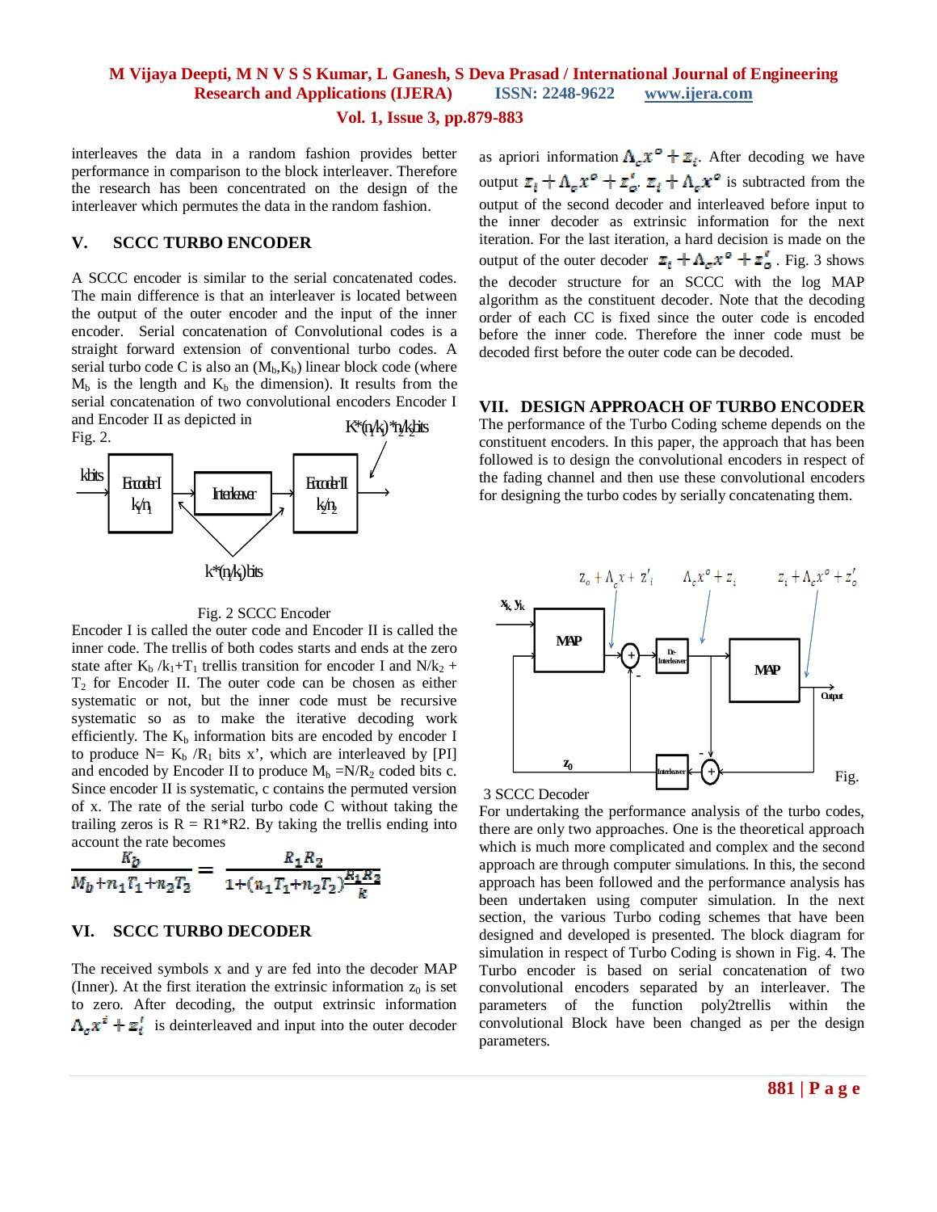interleaves the data in a random fashion provides better performance in comparison to the block interleaver. Therefore the research has been concentrated on the design of the interleaver which permutes the data in the random fashion.

## V. SCCC TURBO ENCODER

A SCCC encoder is similar to the serial concatenated codes. The main difference is that an interleaver is located between the output of the outer encoder and the input of the inner encoder. Serial concatenation of Convolutional codes is a straight forward extension of conventional turbo codes. A serial turbo code C is also an ($M_b$,$K_b$) linear block code (where $M_b$ is the length and $K_b$ the dimension). It results from the serial concatenation of two convolutional encoders Encoder I and Encoder II as depicted in Fig. 2.

Fig. 2 SCCC Encoder

Encoder I is called the outer code and Encoder II is called the inner code. The trellis of both codes starts and ends at the zero state after $K_b$ /$k_1$+$T_1$ trellis transition for encoder I and N/$k_2$ + $T_2$ for Encoder II. The outer code can be chosen as either systematic or not, but the inner code must be recursive systematic so as to make the iterative decoding work efficiently. The $K_b$ information bits are encoded by encoder I to produce N= $K_b$ /$R_1$ bits x', which are interleaved by [PI] and encoded by Encoder II to produce $M_b$ =N/$R_2$ coded bits c. Since encoder II is systematic, c contains the permuted version of x. The rate of the serial turbo code C without taking the trailing zeros is R = R1*R2. By taking the trellis ending into account the rate becomes

$$\frac{K_b}{M_b+n_1T_1+n_2T_2} = \frac{R_1R_2}{1+(n_1T_1+n_2T_2)\frac{R_1R_2}{k}}$$

## VI. SCCC TURBO DECODER

The received symbols x and y are fed into the decoder MAP (Inner). At the first iteration the extrinsic information $z_0$ is set to zero. After decoding, the output extrinsic information $\Lambda_c x^i + z_i^t$ is deinterleaved and input into the outer decoder as apriori information $\Lambda_c x^o + z_i$. After decoding we have output $z_i + \Lambda_c x^o + z_o^t$. $z_i + \Lambda_c x^o$ is subtracted from the output of the second decoder and interleaved before input to the inner decoder as extrinsic information for the next iteration. For the last iteration, a hard decision is made on the output of the outer decoder $z_i + \Lambda_c x^o + z_o^t$. Fig. 3 shows the decoder structure for an SCCC with the log MAP algorithm as the constituent decoder. Note that the decoding order of each CC is fixed since the outer code is encoded before the inner code. Therefore the inner code must be decoded first before the outer code can be decoded.

## VII. DESIGN APPROACH OF TURBO ENCODER

The performance of the Turbo Coding scheme depends on the constituent encoders. In this paper, the approach that has been followed is to design the convolutional encoders in respect of the fading channel and then use these convolutional encoders for designing the turbo codes by serially concatenating them.

Fig. 3 SCCC Decoder

For undertaking the performance analysis of the turbo codes, there are only two approaches. One is the theoretical approach which is much more complicated and complex and the second approach are through computer simulations. In this, the second approach has been followed and the performance analysis has been undertaken using computer simulation. In the next section, the various Turbo coding schemes that have been designed and developed is presented. The block diagram for simulation in respect of Turbo Coding is shown in Fig. 4. The Turbo encoder is based on serial concatenation of two convolutional encoders separated by an interleaver. The parameters of the function poly2trellis within the convolutional Block have been changed as per the design parameters.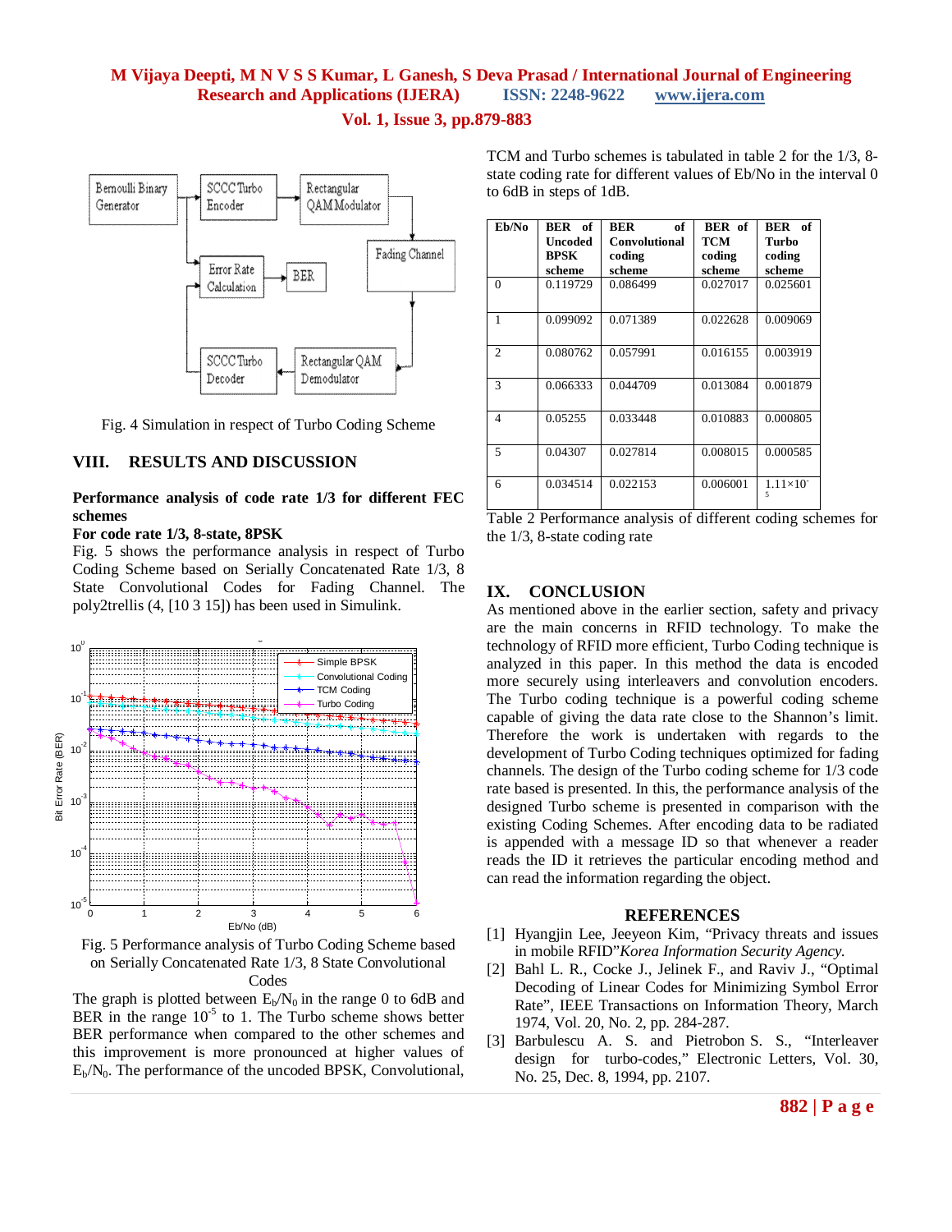Fig. 4 Simulation in respect of Turbo Coding Scheme

## VIII. RESULTS AND DISCUSSION

**Performance analysis of code rate 1/3 for different FEC schemes**

**For code rate 1/3, 8-state, 8PSK**

Fig. 5 shows the performance analysis in respect of Turbo Coding Scheme based on Serially Concatenated Rate 1/3, 8 State Convolutional Codes for Fading Channel. The poly2trellis (4, [10 3 15]) has been used in Simulink.

Fig. 5 Performance analysis of Turbo Coding Scheme based on Serially Concatenated Rate 1/3, 8 State Convolutional Codes

The graph is plotted between $E_b/N_0$ in the range 0 to 6dB and BER in the range $10^{-5}$ to 1. The Turbo scheme shows better BER performance when compared to the other schemes and this improvement is more pronounced at higher values of $E_b/N_0$. The performance of the uncoded BPSK, Convolutional, TCM and Turbo schemes is tabulated in table 2 for the 1/3, 8-state coding rate for different values of Eb/No in the interval 0 to 6dB in steps of 1dB.

| Eb/No | BER of Uncoded BPSK scheme | BER of Convolutional coding scheme | BER of TCM coding scheme | BER of Turbo coding scheme |
|---|---|---|---|---|
| 0 | 0.119729 | 0.086499 | 0.027017 | 0.025601 |
| 1 | 0.099092 | 0.071389 | 0.022628 | 0.009069 |
| 2 | 0.080762 | 0.057991 | 0.016155 | 0.003919 |
| 3 | 0.066333 | 0.044709 | 0.013084 | 0.001879 |
| 4 | 0.05255 | 0.033448 | 0.010883 | 0.000805 |
| 5 | 0.04307 | 0.027814 | 0.008015 | 0.000585 |
| 6 | 0.034514 | 0.022153 | 0.006001 | $1.11\times10^{-5}$ |

Table 2 Performance analysis of different coding schemes for the 1/3, 8-state coding rate

## IX. CONCLUSION

As mentioned above in the earlier section, safety and privacy are the main concerns in RFID technology. To make the technology of RFID more efficient, Turbo Coding technique is analyzed in this paper. In this method the data is encoded more securely using interleavers and convolution encoders. The Turbo coding technique is a powerful coding scheme capable of giving the data rate close to the Shannon's limit. Therefore the work is undertaken with regards to the development of Turbo Coding techniques optimized for fading channels. The design of the Turbo coding scheme for 1/3 code rate based is presented. In this, the performance analysis of the designed Turbo scheme is presented in comparison with the existing Coding Schemes. After encoding data to be radiated is appended with a message ID so that whenever a reader reads the ID it retrieves the particular encoding method and can read the information regarding the object.

## REFERENCES

[1] Hyangjin Lee, Jeeyeon Kim, "Privacy threats and issues in mobile RFID"*Korea Information Security Agency.*

[2] Bahl L. R., Cocke J., Jelinek F., and Raviv J., "Optimal Decoding of Linear Codes for Minimizing Symbol Error Rate", IEEE Transactions on Information Theory, March 1974, Vol. 20, No. 2, pp. 284-287.

[3] Barbulescu A. S. and Pietrobon S. S., "Interleaver design for turbo-codes," Electronic Letters, Vol. 30, No. 25, Dec. 8, 1994, pp. 2107.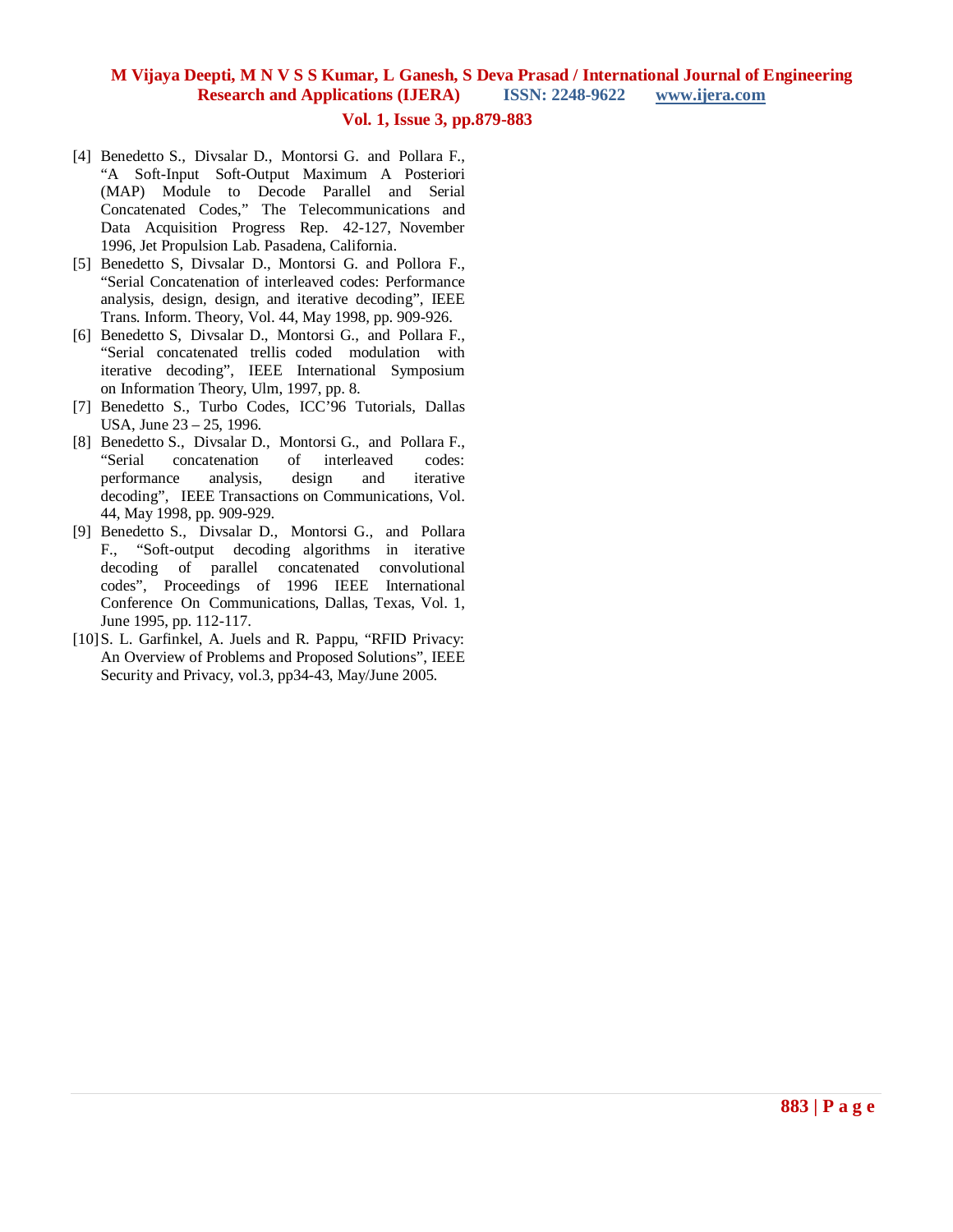[4] Benedetto S., Divsalar D., Montorsi G. and Pollara F., "A Soft-Input Soft-Output Maximum A Posteriori (MAP) Module to Decode Parallel and Serial Concatenated Codes," The Telecommunications and Data Acquisition Progress Rep. 42-127, November 1996, Jet Propulsion Lab. Pasadena, California.

[5] Benedetto S, Divsalar D., Montorsi G. and Pollora F., "Serial Concatenation of interleaved codes: Performance analysis, design, design, and iterative decoding", IEEE Trans. Inform. Theory, Vol. 44, May 1998, pp. 909-926.

[6] Benedetto S, Divsalar D., Montorsi G., and Pollara F., "Serial concatenated trellis coded modulation with iterative decoding", IEEE International Symposium on Information Theory, Ulm, 1997, pp. 8.

[7] Benedetto S., Turbo Codes, ICC'96 Tutorials, Dallas USA, June 23 – 25, 1996.

[8] Benedetto S., Divsalar D., Montorsi G., and Pollara F., "Serial concatenation of interleaved codes: performance analysis, design and iterative decoding", IEEE Transactions on Communications, Vol. 44, May 1998, pp. 909-929.

[9] Benedetto S., Divsalar D., Montorsi G., and Pollara F., "Soft-output decoding algorithms in iterative decoding of parallel concatenated convolutional codes", Proceedings of 1996 IEEE International Conference On Communications, Dallas, Texas, Vol. 1, June 1995, pp. 112-117.

[10] S. L. Garfinkel, A. Juels and R. Pappu, "RFID Privacy: An Overview of Problems and Proposed Solutions", IEEE Security and Privacy, vol.3, pp34-43, May/June 2005.